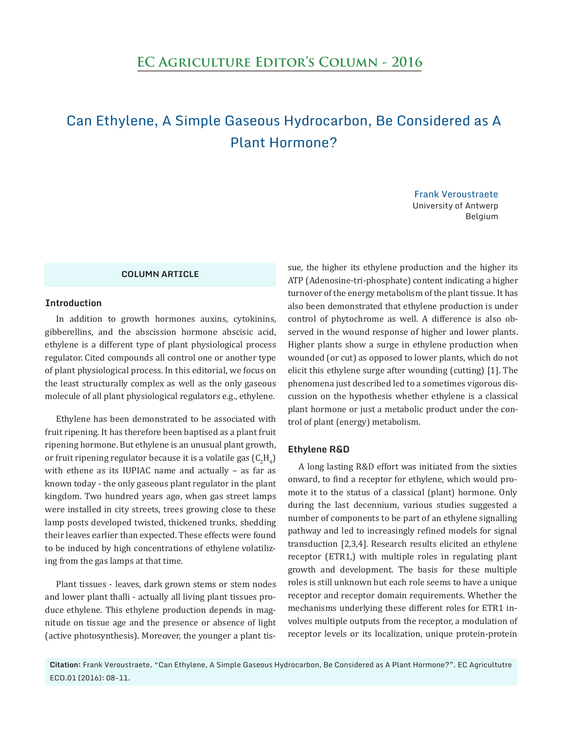## EC Agriculture Editor's Column - 2016

# Can Ethylene, A Simple Gaseous Hydrocarbon, Be Considered as A Plant Hormone?

Frank Veroustraete
University of Antwerp
Belgium

**COLUMN ARTICLE**

### Introduction

In addition to growth hormones auxins, cytokinins, gibberellins, and the abscission hormone abscisic acid, ethylene is a different type of plant physiological process regulator. Cited compounds all control one or another type of plant physiological process. In this editorial, we focus on the least structurally complex as well as the only gaseous molecule of all plant physiological regulators e.g., ethylene.

Ethylene has been demonstrated to be associated with fruit ripening. It has therefore been baptised as a plant fruit ripening hormone. But ethylene is an unusual plant growth, or fruit ripening regulator because it is a volatile gas ($C_2H_4$) with ethene as its IUPIAC name and actually – as far as known today - the only gaseous plant regulator in the plant kingdom. Two hundred years ago, when gas street lamps were installed in city streets, trees growing close to these lamp posts developed twisted, thickened trunks, shedding their leaves earlier than expected. These effects were found to be induced by high concentrations of ethylene volatilizing from the gas lamps at that time.

Plant tissues - leaves, dark grown stems or stem nodes and lower plant thalli - actually all living plant tissues produce ethylene. This ethylene production depends in magnitude on tissue age and the presence or absence of light (active photosynthesis). Moreover, the younger a plant tissue, the higher its ethylene production and the higher its ATP (Adenosine-tri-phosphate) content indicating a higher turnover of the energy metabolism of the plant tissue. It has also been demonstrated that ethylene production is under control of phytochrome as well. A difference is also observed in the wound response of higher and lower plants. Higher plants show a surge in ethylene production when wounded (or cut) as opposed to lower plants, which do not elicit this ethylene surge after wounding (cutting) [1]. The phenomena just described led to a sometimes vigorous discussion on the hypothesis whether ethylene is a classical plant hormone or just a metabolic product under the control of plant (energy) metabolism.

### Ethylene R&D

A long lasting R&D effort was initiated from the sixties onward, to find a receptor for ethylene, which would promote it to the status of a classical (plant) hormone. Only during the last decennium, various studies suggested a number of components to be part of an ethylene signalling pathway and led to increasingly refined models for signal transduction [2,3,4]. Research results elicited an ethylene receptor (ETR1,) with multiple roles in regulating plant growth and development. The basis for these multiple roles is still unknown but each role seems to have a unique receptor and receptor domain requirements. Whether the mechanisms underlying these different roles for ETR1 involves multiple outputs from the receptor, a modulation of receptor levels or its localization, unique protein-protein

**Citation:** Frank Veroustraete. "Can Ethylene, A Simple Gaseous Hydrocarbon, Be Considered as A Plant Hormone?". EC Agricultutre ECO.01 (2016): 08-11.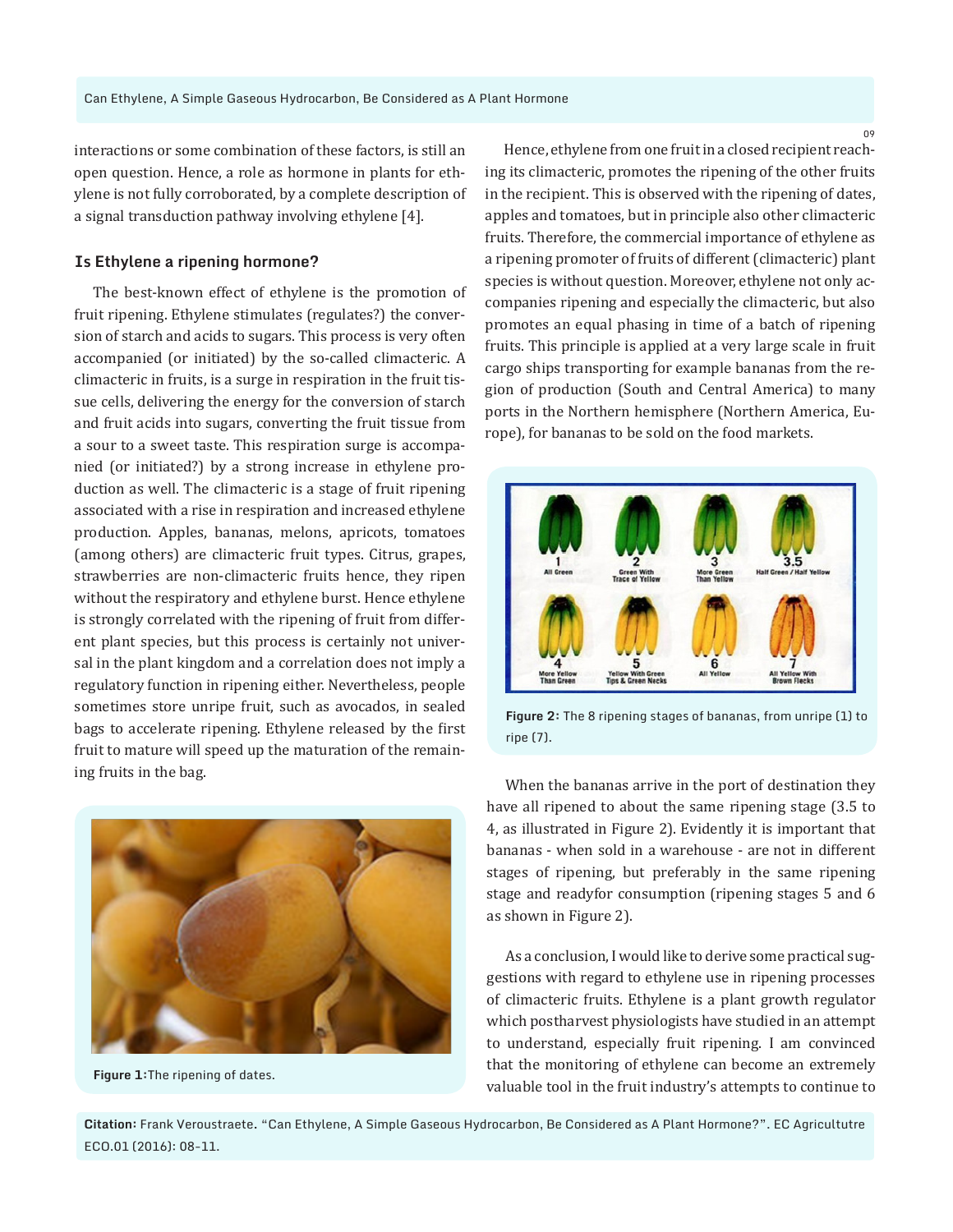interactions or some combination of these factors, is still an open question. Hence, a role as hormone in plants for ethylene is not fully corroborated, by a complete description of a signal transduction pathway involving ethylene [4].

### Is Ethylene a ripening hormone?

The best-known effect of ethylene is the promotion of fruit ripening. Ethylene stimulates (regulates?) the conversion of starch and acids to sugars. This process is very often accompanied (or initiated) by the so-called climacteric. A climacteric in fruits, is a surge in respiration in the fruit tissue cells, delivering the energy for the conversion of starch and fruit acids into sugars, converting the fruit tissue from a sour to a sweet taste. This respiration surge is accompanied (or initiated?) by a strong increase in ethylene production as well. The climacteric is a stage of fruit ripening associated with a rise in respiration and increased ethylene production. Apples, bananas, melons, apricots, tomatoes (among others) are climacteric fruit types. Citrus, grapes, strawberries are non-climacteric fruits hence, they ripen without the respiratory and ethylene burst. Hence ethylene is strongly correlated with the ripening of fruit from different plant species, but this process is certainly not universal in the plant kingdom and a correlation does not imply a regulatory function in ripening either. Nevertheless, people sometimes store unripe fruit, such as avocados, in sealed bags to accelerate ripening. Ethylene released by the first fruit to mature will speed up the maturation of the remaining fruits in the bag.

**Figure 1:** The ripening of dates.

Hence, ethylene from one fruit in a closed recipient reaching its climacteric, promotes the ripening of the other fruits in the recipient. This is observed with the ripening of dates, apples and tomatoes, but in principle also other climacteric fruits. Therefore, the commercial importance of ethylene as a ripening promoter of fruits of different (climacteric) plant species is without question. Moreover, ethylene not only accompanies ripening and especially the climacteric, but also promotes an equal phasing in time of a batch of ripening fruits. This principle is applied at a very large scale in fruit cargo ships transporting for example bananas from the region of production (South and Central America) to many ports in the Northern hemisphere (Northern America, Europe), for bananas to be sold on the food markets.

**Figure 2:** The 8 ripening stages of bananas, from unripe (1) to ripe (7).

When the bananas arrive in the port of destination they have all ripened to about the same ripening stage (3.5 to 4, as illustrated in Figure 2). Evidently it is important that bananas - when sold in a warehouse - are not in different stages of ripening, but preferably in the same ripening stage and readyfor consumption (ripening stages 5 and 6 as shown in Figure 2).

As a conclusion, I would like to derive some practical suggestions with regard to ethylene use in ripening processes of climacteric fruits. Ethylene is a plant growth regulator which postharvest physiologists have studied in an attempt to understand, especially fruit ripening. I am convinced that the monitoring of ethylene can become an extremely valuable tool in the fruit industry's attempts to continue to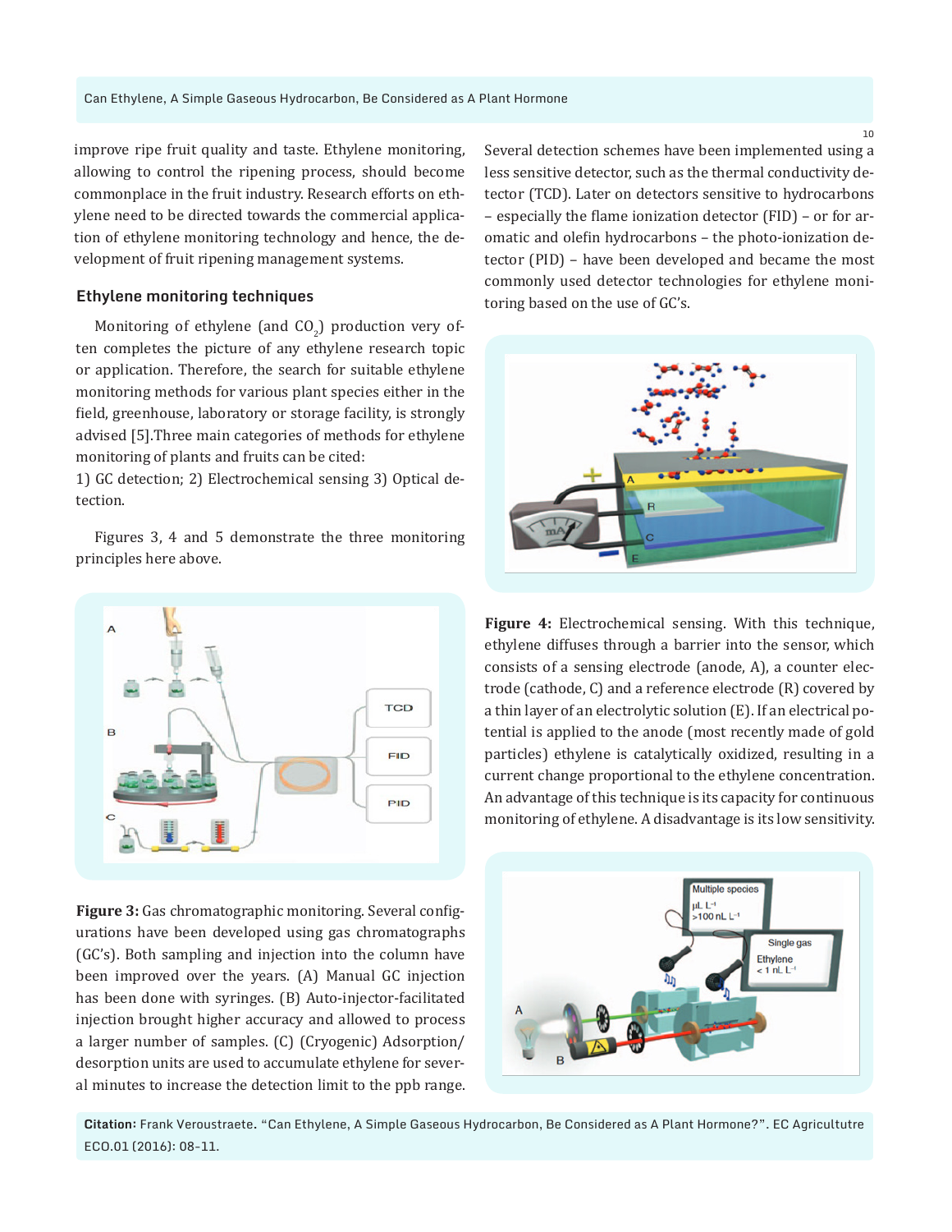improve ripe fruit quality and taste. Ethylene monitoring, allowing to control the ripening process, should become commonplace in the fruit industry. Research efforts on ethylene need to be directed towards the commercial application of ethylene monitoring technology and hence, the development of fruit ripening management systems.

### Ethylene monitoring techniques

Monitoring of ethylene (and $CO_2$) production very often completes the picture of any ethylene research topic or application. Therefore, the search for suitable ethylene monitoring methods for various plant species either in the field, greenhouse, laboratory or storage facility, is strongly advised [5].Three main categories of methods for ethylene monitoring of plants and fruits can be cited:

1) GC detection; 2) Electrochemical sensing 3) Optical detection.

Figures 3, 4 and 5 demonstrate the three monitoring principles here above.

**Figure 3:** Gas chromatographic monitoring. Several configurations have been developed using gas chromatographs (GC's). Both sampling and injection into the column have been improved over the years. (A) Manual GC injection has been done with syringes. (B) Auto-injector-facilitated injection brought higher accuracy and allowed to process a larger number of samples. (C) (Cryogenic) Adsorption/desorption units are used to accumulate ethylene for several minutes to increase the detection limit to the ppb range.

Several detection schemes have been implemented using a less sensitive detector, such as the thermal conductivity detector (TCD). Later on detectors sensitive to hydrocarbons – especially the flame ionization detector (FID) – or for aromatic and olefin hydrocarbons – the photo-ionization detector (PID) – have been developed and became the most commonly used detector technologies for ethylene monitoring based on the use of GC's.

**Figure 4:** Electrochemical sensing. With this technique, ethylene diffuses through a barrier into the sensor, which consists of a sensing electrode (anode, A), a counter electrode (cathode, C) and a reference electrode (R) covered by a thin layer of an electrolytic solution (E). If an electrical potential is applied to the anode (most recently made of gold particles) ethylene is catalytically oxidized, resulting in a current change proportional to the ethylene concentration. An advantage of this technique is its capacity for continuous monitoring of ethylene. A disadvantage is its low sensitivity.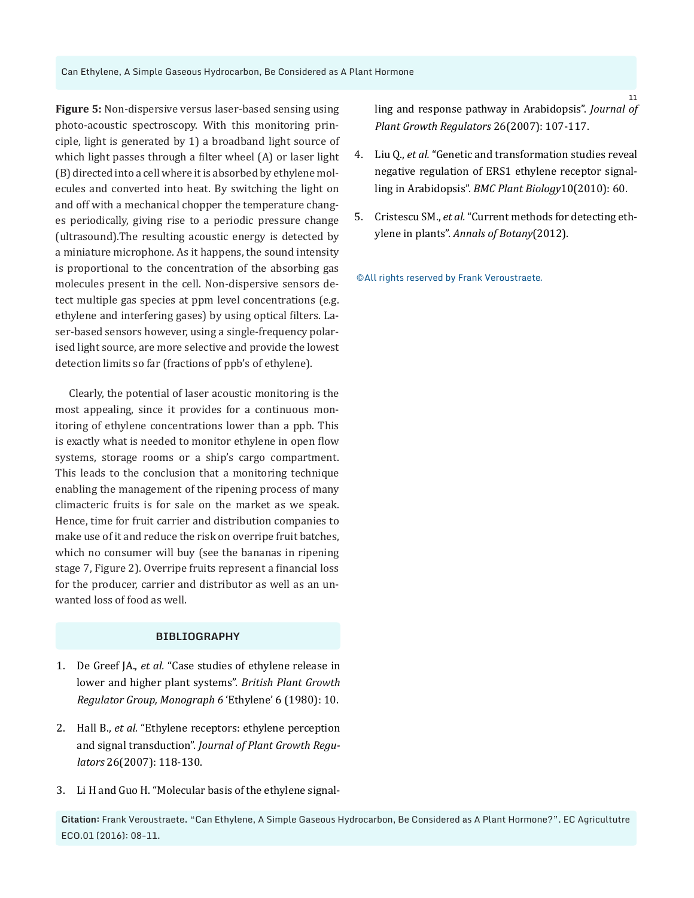**Figure 5:** Non-dispersive versus laser-based sensing using photo-acoustic spectroscopy. With this monitoring principle, light is generated by 1) a broadband light source of which light passes through a filter wheel (A) or laser light (B) directed into a cell where it is absorbed by ethylene molecules and converted into heat. By switching the light on and off with a mechanical chopper the temperature changes periodically, giving rise to a periodic pressure change (ultrasound).The resulting acoustic energy is detected by a miniature microphone. As it happens, the sound intensity is proportional to the concentration of the absorbing gas molecules present in the cell. Non-dispersive sensors detect multiple gas species at ppm level concentrations (e.g. ethylene and interfering gases) by using optical filters. Laser-based sensors however, using a single-frequency polarised light source, are more selective and provide the lowest detection limits so far (fractions of ppb's of ethylene).

Clearly, the potential of laser acoustic monitoring is the most appealing, since it provides for a continuous monitoring of ethylene concentrations lower than a ppb. This is exactly what is needed to monitor ethylene in open flow systems, storage rooms or a ship's cargo compartment. This leads to the conclusion that a monitoring technique enabling the management of the ripening process of many climacteric fruits is for sale on the market as we speak. Hence, time for fruit carrier and distribution companies to make use of it and reduce the risk on overripe fruit batches, which no consumer will buy (see the bananas in ripening stage 7, Figure 2). Overripe fruits represent a financial loss for the producer, carrier and distributor as well as an unwanted loss of food as well.

## BIBLIOGRAPHY

1. De Greef JA., *et al.* "Case studies of ethylene release in lower and higher plant systems". *British Plant Growth Regulator Group, Monograph 6* 'Ethylene' 6 (1980): 10.
2. Hall B., *et al.* "Ethylene receptors: ethylene perception and signal transduction". *Journal of Plant Growth Regulators* 26(2007): 118-130.
3. Li H and Guo H. "Molecular basis of the ethylene signalling and response pathway in Arabidopsis". *Journal of Plant Growth Regulators* 26(2007): 107-117.
4. Liu Q., *et al.* "Genetic and transformation studies reveal negative regulation of ERS1 ethylene receptor signalling in Arabidopsis". *BMC Plant Biology*10(2010): 60.
5. Cristescu SM., *et al.* "Current methods for detecting ethylene in plants". *Annals of Botany*(2012).

©All rights reserved by Frank Veroustraete.